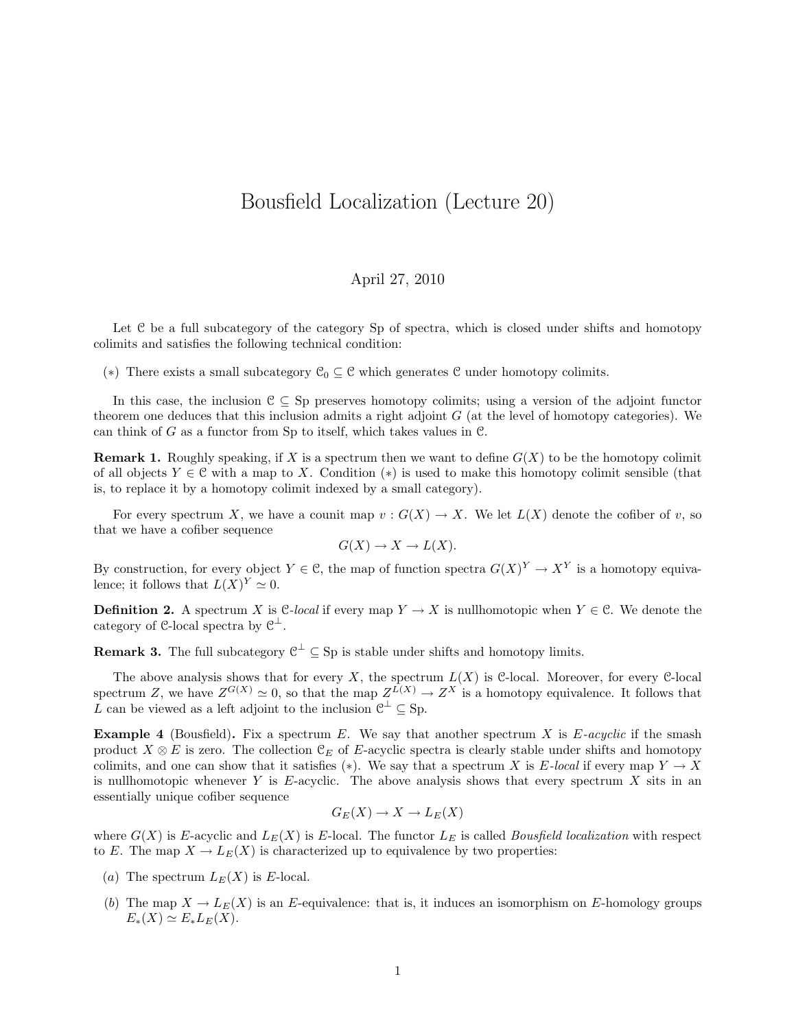# Bousfield Localization (Lecture 20)

April 27, 2010

Let $\mathcal{C}$ be a full subcategory of the category Sp of spectra, which is closed under shifts and homotopy colimits and satisfies the following technical condition:

($*$) There exists a small subcategory $\mathcal{C}_0 \subseteq \mathcal{C}$ which generates $\mathcal{C}$ under homotopy colimits.

In this case, the inclusion $\mathcal{C} \subseteq \mathrm{Sp}$ preserves homotopy colimits; using a version of the adjoint functor theorem one deduces that this inclusion admits a right adjoint $G$ (at the level of homotopy categories). We can think of $G$ as a functor from Sp to itself, which takes values in $\mathcal{C}$.

**Remark 1.** Roughly speaking, if $X$ is a spectrum then we want to define $G(X)$ to be the homotopy colimit of all objects $Y \in \mathcal{C}$ with a map to $X$. Condition ($*$) is used to make this homotopy colimit sensible (that is, to replace it by a homotopy colimit indexed by a small category).

For every spectrum $X$, we have a counit map $v : G(X) \to X$. We let $L(X)$ denote the cofiber of $v$, so that we have a cofiber sequence

$$G(X) \to X \to L(X).$$

By construction, for every object $Y \in \mathcal{C}$, the map of function spectra $G(X)^Y \to X^Y$ is a homotopy equivalence; it follows that $L(X)^Y \simeq 0$.

**Definition 2.** A spectrum $X$ is *$\mathcal{C}$-local* if every map $Y \to X$ is nullhomotopic when $Y \in \mathcal{C}$. We denote the category of $\mathcal{C}$-local spectra by $\mathcal{C}^{\perp}$.

**Remark 3.** The full subcategory $\mathcal{C}^{\perp} \subseteq \mathrm{Sp}$ is stable under shifts and homotopy limits.

The above analysis shows that for every $X$, the spectrum $L(X)$ is $\mathcal{C}$-local. Moreover, for every $\mathcal{C}$-local spectrum $Z$, we have $Z^{G(X)} \simeq 0$, so that the map $Z^{L(X)} \to Z^X$ is a homotopy equivalence. It follows that $L$ can be viewed as a left adjoint to the inclusion $\mathcal{C}^{\perp} \subseteq \mathrm{Sp}$.

**Example 4** (Bousfield)**.** Fix a spectrum $E$. We say that another spectrum $X$ is *$E$-acyclic* if the smash product $X \otimes E$ is zero. The collection $\mathcal{C}_E$ of $E$-acyclic spectra is clearly stable under shifts and homotopy colimits, and one can show that it satisfies ($*$). We say that a spectrum $X$ is *$E$-local* if every map $Y \to X$ is nullhomotopic whenever $Y$ is $E$-acyclic. The above analysis shows that every spectrum $X$ sits in an essentially unique cofiber sequence

$$G_E(X) \to X \to L_E(X)$$

where $G(X)$ is $E$-acyclic and $L_E(X)$ is $E$-local. The functor $L_E$ is called *Bousfield localization* with respect to $E$. The map $X \to L_E(X)$ is characterized up to equivalence by two properties:

($a$) The spectrum $L_E(X)$ is $E$-local.

($b$) The map $X \to L_E(X)$ is an $E$-equivalence: that is, it induces an isomorphism on $E$-homology groups $E_*(X) \simeq E_*L_E(X)$.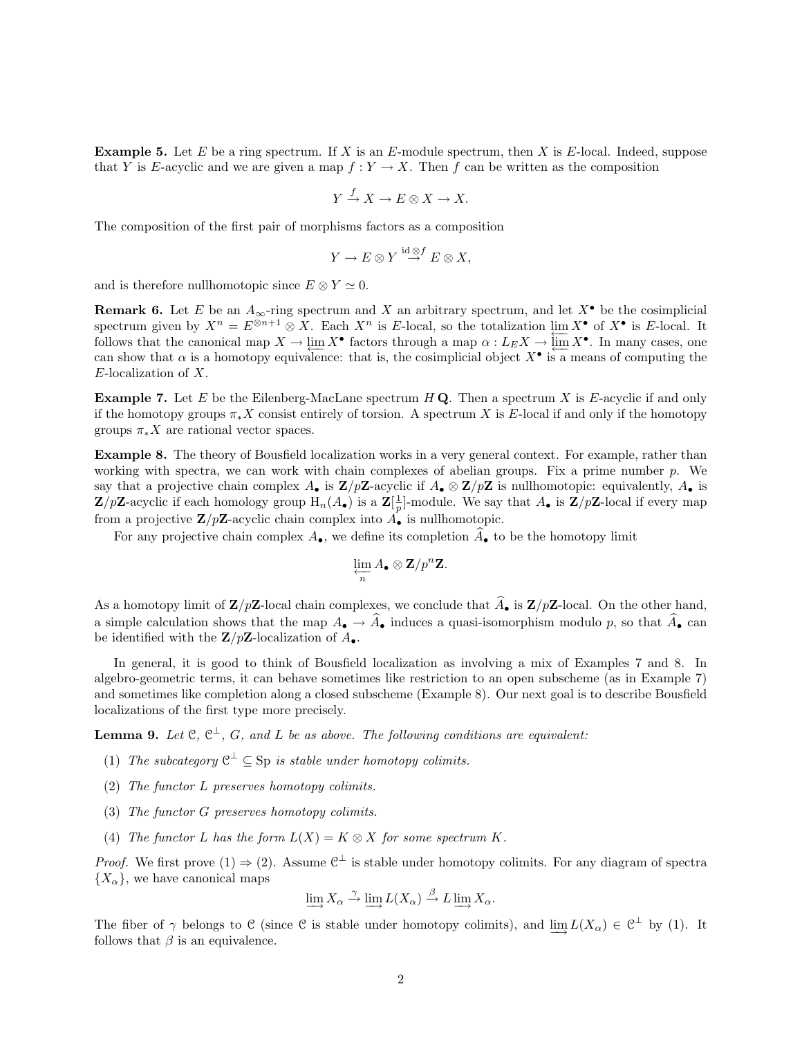**Example 5.** Let $E$ be a ring spectrum. If $X$ is an $E$-module spectrum, then $X$ is $E$-local. Indeed, suppose that $Y$ is $E$-acyclic and we are given a map $f : Y \to X$. Then $f$ can be written as the composition

$$Y \xrightarrow{f} X \to E \otimes X \to X.$$

The composition of the first pair of morphisms factors as a composition

$$Y \to E \otimes Y \xrightarrow{\mathrm{id} \otimes f} E \otimes X,$$

and is therefore nullhomotopic since $E \otimes Y \simeq 0$.

**Remark 6.** Let $E$ be an $A_\infty$-ring spectrum and $X$ an arbitrary spectrum, and let $X^\bullet$ be the cosimplicial spectrum given by $X^n = E^{\otimes n+1} \otimes X$. Each $X^n$ is $E$-local, so the totalization $\varprojlim X^\bullet$ of $X^\bullet$ is $E$-local. It follows that the canonical map $X \to \varprojlim X^\bullet$ factors through a map $\alpha : L_E X \to \varprojlim X^\bullet$. In many cases, one can show that $\alpha$ is a homotopy equivalence: that is, the cosimplicial object $X^\bullet$ is a means of computing the $E$-localization of $X$.

**Example 7.** Let $E$ be the Eilenberg-MacLane spectrum $H\,\mathbf{Q}$. Then a spectrum $X$ is $E$-acyclic if and only if the homotopy groups $\pi_* X$ consist entirely of torsion. A spectrum $X$ is $E$-local if and only if the homotopy groups $\pi_* X$ are rational vector spaces.

**Example 8.** The theory of Bousfield localization works in a very general context. For example, rather than working with spectra, we can work with chain complexes of abelian groups. Fix a prime number $p$. We say that a projective chain complex $A_\bullet$ is $\mathbf{Z}/p\mathbf{Z}$-acyclic if $A_\bullet \otimes \mathbf{Z}/p\mathbf{Z}$ is nullhomotopic: equivalently, $A_\bullet$ is $\mathbf{Z}/p\mathbf{Z}$-acyclic if each homology group $\mathrm{H}_n(A_\bullet)$ is a $\mathbf{Z}[\frac{1}{p}]$-module. We say that $A_\bullet$ is $\mathbf{Z}/p\mathbf{Z}$-local if every map from a projective $\mathbf{Z}/p\mathbf{Z}$-acyclic chain complex into $A_\bullet$ is nullhomotopic.

For any projective chain complex $A_\bullet$, we define its completion $\widehat{A}_\bullet$ to be the homotopy limit

$$\varprojlim_n A_\bullet \otimes \mathbf{Z}/p^n\mathbf{Z}.$$

As a homotopy limit of $\mathbf{Z}/p\mathbf{Z}$-local chain complexes, we conclude that $\widehat{A}_\bullet$ is $\mathbf{Z}/p\mathbf{Z}$-local. On the other hand, a simple calculation shows that the map $A_\bullet \to \widehat{A}_\bullet$ induces a quasi-isomorphism modulo $p$, so that $\widehat{A}_\bullet$ can be identified with the $\mathbf{Z}/p\mathbf{Z}$-localization of $A_\bullet$.

In general, it is good to think of Bousfield localization as involving a mix of Examples 7 and 8. In algebro-geometric terms, it can behave sometimes like restriction to an open subscheme (as in Example 7) and sometimes like completion along a closed subscheme (Example 8). Our next goal is to describe Bousfield localizations of the first type more precisely.

**Lemma 9.** *Let $\mathcal{C}$, $\mathcal{C}^\perp$, $G$, and $L$ be as above. The following conditions are equivalent:*

1. *The subcategory $\mathcal{C}^\perp \subseteq \mathrm{Sp}$ is stable under homotopy colimits.*
2. *The functor $L$ preserves homotopy colimits.*
3. *The functor $G$ preserves homotopy colimits.*
4. *The functor $L$ has the form $L(X) = K \otimes X$ for some spectrum $K$.*

*Proof.* We first prove (1) $\Rightarrow$ (2). Assume $\mathcal{C}^\perp$ is stable under homotopy colimits. For any diagram of spectra $\{X_\alpha\}$, we have canonical maps

$$\varinjlim X_\alpha \xrightarrow{\gamma} \varinjlim L(X_\alpha) \xrightarrow{\beta} L \varinjlim X_\alpha.$$

The fiber of $\gamma$ belongs to $\mathcal{C}$ (since $\mathcal{C}$ is stable under homotopy colimits), and $\varinjlim L(X_\alpha) \in \mathcal{C}^\perp$ by (1). It follows that $\beta$ is an equivalence.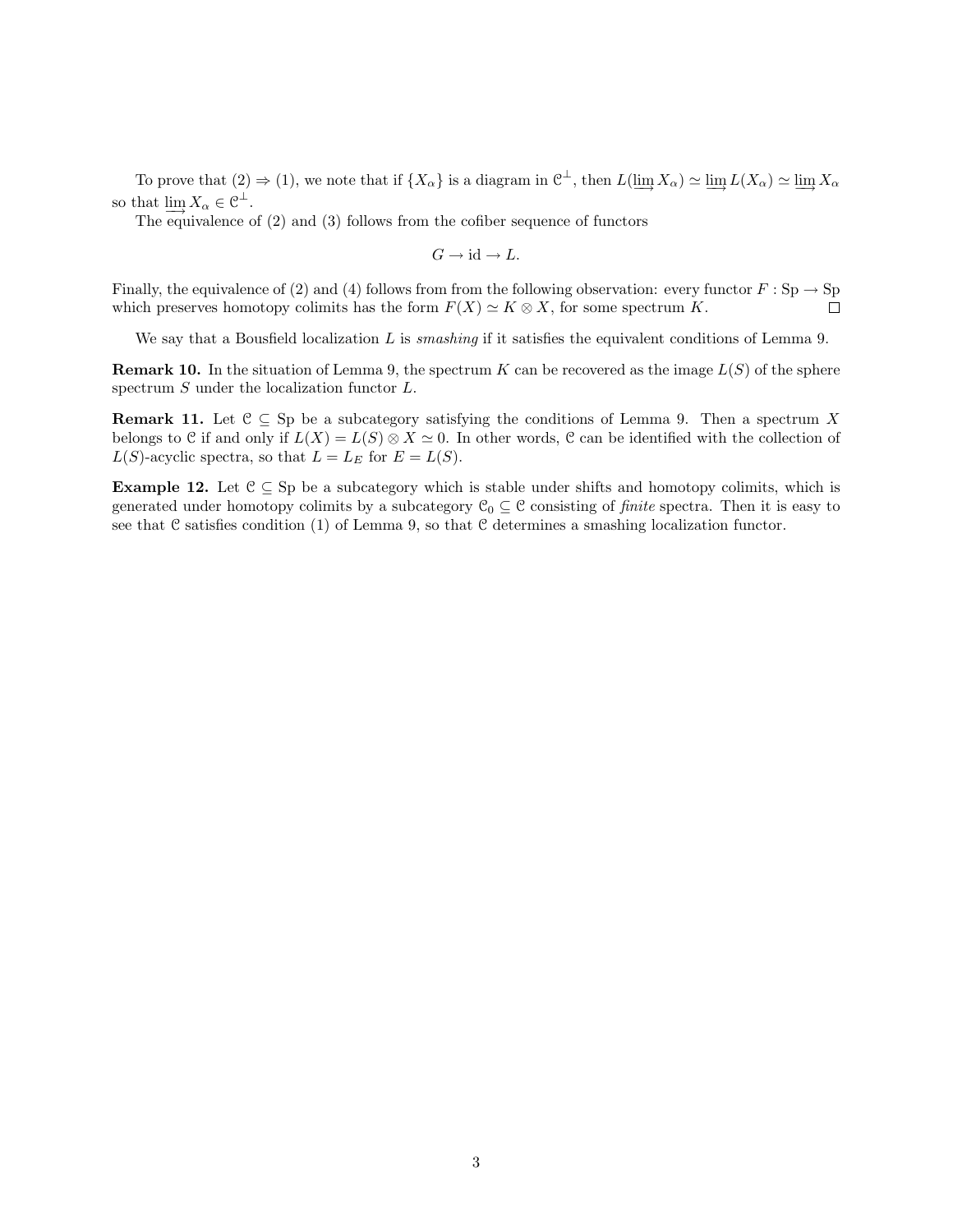To prove that (2) $\Rightarrow$ (1), we note that if $\{X_\alpha\}$ is a diagram in $\mathcal{C}^\perp$, then $L(\varinjlim X_\alpha) \simeq \varinjlim L(X_\alpha) \simeq \varinjlim X_\alpha$ so that $\varinjlim X_\alpha \in \mathcal{C}^\perp$.

The equivalence of (2) and (3) follows from the cofiber sequence of functors

$$G \to \mathrm{id} \to L.$$

Finally, the equivalence of (2) and (4) follows from from the following observation: every functor $F : \mathrm{Sp} \to \mathrm{Sp}$ which preserves homotopy colimits has the form $F(X) \simeq K \otimes X$, for some spectrum $K$. □

We say that a Bousfield localization $L$ is *smashing* if it satisfies the equivalent conditions of Lemma 9.

**Remark 10.** In the situation of Lemma 9, the spectrum $K$ can be recovered as the image $L(S)$ of the sphere spectrum $S$ under the localization functor $L$.

**Remark 11.** Let $\mathcal{C} \subseteq \mathrm{Sp}$ be a subcategory satisfying the conditions of Lemma 9. Then a spectrum $X$ belongs to $\mathcal{C}$ if and only if $L(X) = L(S) \otimes X \simeq 0$. In other words, $\mathcal{C}$ can be identified with the collection of $L(S)$-acyclic spectra, so that $L = L_E$ for $E = L(S)$.

**Example 12.** Let $\mathcal{C} \subseteq \mathrm{Sp}$ be a subcategory which is stable under shifts and homotopy colimits, which is generated under homotopy colimits by a subcategory $\mathcal{C}_0 \subseteq \mathcal{C}$ consisting of *finite* spectra. Then it is easy to see that $\mathcal{C}$ satisfies condition (1) of Lemma 9, so that $\mathcal{C}$ determines a smashing localization functor.